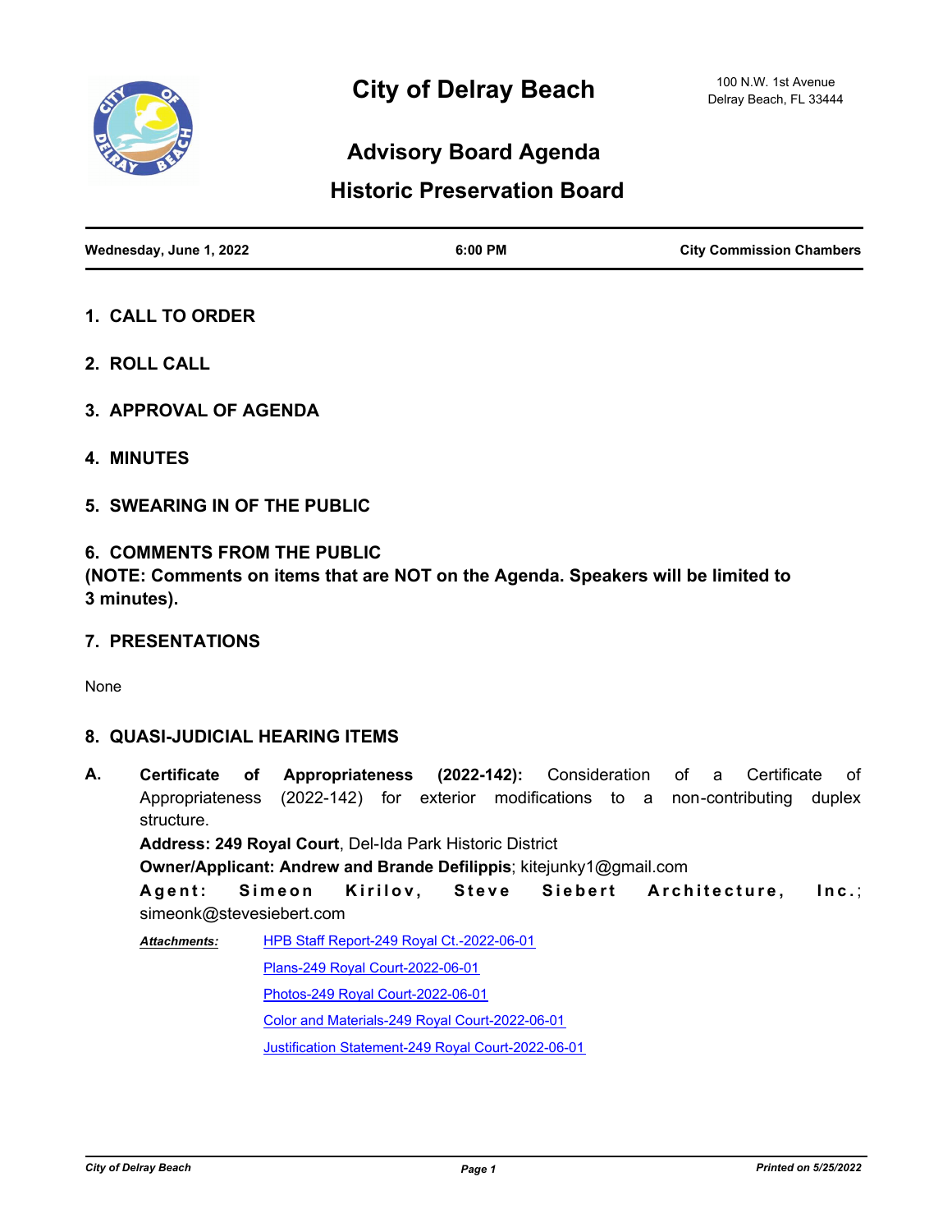# City of Delray Beach

100 N.W. 1st Avenue
Delray Beach, FL 33444

## Advisory Board Agenda

## Historic Preservation Board

**Wednesday, June 1, 2022** | **6:00 PM** | **City Commission Chambers**

### 1. CALL TO ORDER

### 2. ROLL CALL

### 3. APPROVAL OF AGENDA

### 4. MINUTES

### 5. SWEARING IN OF THE PUBLIC

### 6. COMMENTS FROM THE PUBLIC

**(NOTE: Comments on items that are NOT on the Agenda. Speakers will be limited to 3 minutes).**

### 7. PRESENTATIONS

None

### 8. QUASI-JUDICIAL HEARING ITEMS

**A.** **Certificate of Appropriateness (2022-142):** Consideration of a Certificate of Appropriateness (2022-142) for exterior modifications to a non-contributing duplex structure.

**Address: 249 Royal Court**, Del-Ida Park Historic District

**Owner/Applicant: Andrew and Brande Defilippis**; kitejunky1@gmail.com

**Agent: Simeon Kirilov, Steve Siebert Architecture, Inc.**; simeonk@stevesiebert.com

***Attachments:***
- HPB Staff Report-249 Royal Ct.-2022-06-01
- Plans-249 Royal Court-2022-06-01
- Photos-249 Royal Court-2022-06-01
- Color and Materials-249 Royal Court-2022-06-01
- Justification Statement-249 Royal Court-2022-06-01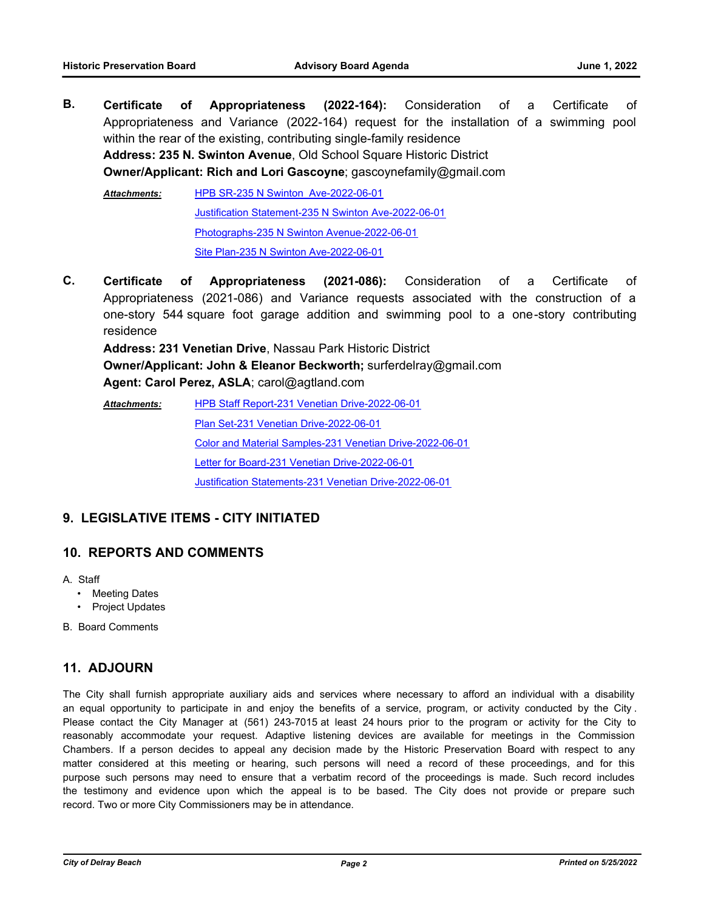**B.** **Certificate of Appropriateness (2022-164):** Consideration of a Certificate of Appropriateness and Variance (2022-164) request for the installation of a swimming pool within the rear of the existing, contributing single-family residence

**Address: 235 N. Swinton Avenue**, Old School Square Historic District

**Owner/Applicant: Rich and Lori Gascoyne**; gascoynefamily@gmail.com

***Attachments:***
- HPB SR-235 N Swinton Ave-2022-06-01
- Justification Statement-235 N Swinton Ave-2022-06-01
- Photographs-235 N Swinton Avenue-2022-06-01
- Site Plan-235 N Swinton Ave-2022-06-01

**C.** **Certificate of Appropriateness (2021-086):** Consideration of a Certificate of Appropriateness (2021-086) and Variance requests associated with the construction of a one-story 544 square foot garage addition and swimming pool to a one-story contributing residence

**Address: 231 Venetian Drive**, Nassau Park Historic District

**Owner/Applicant: John & Eleanor Beckworth;** surferdelray@gmail.com

**Agent: Carol Perez, ASLA**; carol@agtland.com

***Attachments:***
- HPB Staff Report-231 Venetian Drive-2022-06-01
- Plan Set-231 Venetian Drive-2022-06-01
- Color and Material Samples-231 Venetian Drive-2022-06-01
- Letter for Board-231 Venetian Drive-2022-06-01
- Justification Statements-231 Venetian Drive-2022-06-01

## 9. LEGISLATIVE ITEMS - CITY INITIATED

## 10. REPORTS AND COMMENTS

A. Staff
- Meeting Dates
- Project Updates

B. Board Comments

## 11. ADJOURN

The City shall furnish appropriate auxiliary aids and services where necessary to afford an individual with a disability an equal opportunity to participate in and enjoy the benefits of a service, program, or activity conducted by the City. Please contact the City Manager at (561) 243-7015 at least 24 hours prior to the program or activity for the City to reasonably accommodate your request. Adaptive listening devices are available for meetings in the Commission Chambers. If a person decides to appeal any decision made by the Historic Preservation Board with respect to any matter considered at this meeting or hearing, such persons will need a record of these proceedings, and for this purpose such persons may need to ensure that a verbatim record of the proceedings is made. Such record includes the testimony and evidence upon which the appeal is to be based. The City does not provide or prepare such record. Two or more City Commissioners may be in attendance.